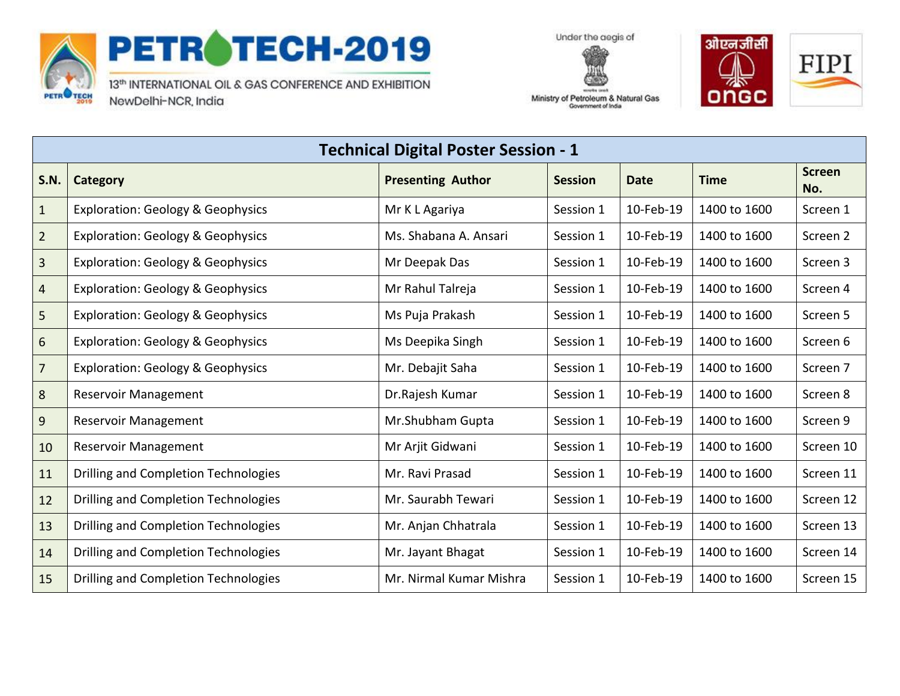PETROTECH-2019

13th INTERNATIONAL OIL & GAS CONFERENCE AND EXHIBITION

NewDelhi-NCR, India

Under the aegis of

Ministry of Petroleum & Natural Gas

Government of India

ओएनजीसी ONGC

FIPI

| Technical Digital Poster Session - 1 | | | | | | |
|---|---|---|---|---|---|---|
| **S.N.** | **Category** | **Presenting Author** | **Session** | **Date** | **Time** | **Screen No.** |
| 1 | Exploration: Geology & Geophysics | Mr K L Agariya | Session 1 | 10-Feb-19 | 1400 to 1600 | Screen 1 |
| 2 | Exploration: Geology & Geophysics | Ms. Shabana A. Ansari | Session 1 | 10-Feb-19 | 1400 to 1600 | Screen 2 |
| 3 | Exploration: Geology & Geophysics | Mr Deepak Das | Session 1 | 10-Feb-19 | 1400 to 1600 | Screen 3 |
| 4 | Exploration: Geology & Geophysics | Mr Rahul Talreja | Session 1 | 10-Feb-19 | 1400 to 1600 | Screen 4 |
| 5 | Exploration: Geology & Geophysics | Ms Puja Prakash | Session 1 | 10-Feb-19 | 1400 to 1600 | Screen 5 |
| 6 | Exploration: Geology & Geophysics | Ms Deepika Singh | Session 1 | 10-Feb-19 | 1400 to 1600 | Screen 6 |
| 7 | Exploration: Geology & Geophysics | Mr. Debajit Saha | Session 1 | 10-Feb-19 | 1400 to 1600 | Screen 7 |
| 8 | Reservoir Management | Dr.Rajesh Kumar | Session 1 | 10-Feb-19 | 1400 to 1600 | Screen 8 |
| 9 | Reservoir Management | Mr.Shubham Gupta | Session 1 | 10-Feb-19 | 1400 to 1600 | Screen 9 |
| 10 | Reservoir Management | Mr Arjit Gidwani | Session 1 | 10-Feb-19 | 1400 to 1600 | Screen 10 |
| 11 | Drilling and Completion Technologies | Mr. Ravi Prasad | Session 1 | 10-Feb-19 | 1400 to 1600 | Screen 11 |
| 12 | Drilling and Completion Technologies | Mr. Saurabh Tewari | Session 1 | 10-Feb-19 | 1400 to 1600 | Screen 12 |
| 13 | Drilling and Completion Technologies | Mr. Anjan Chhatrala | Session 1 | 10-Feb-19 | 1400 to 1600 | Screen 13 |
| 14 | Drilling and Completion Technologies | Mr. Jayant Bhagat | Session 1 | 10-Feb-19 | 1400 to 1600 | Screen 14 |
| 15 | Drilling and Completion Technologies | Mr. Nirmal Kumar Mishra | Session 1 | 10-Feb-19 | 1400 to 1600 | Screen 15 |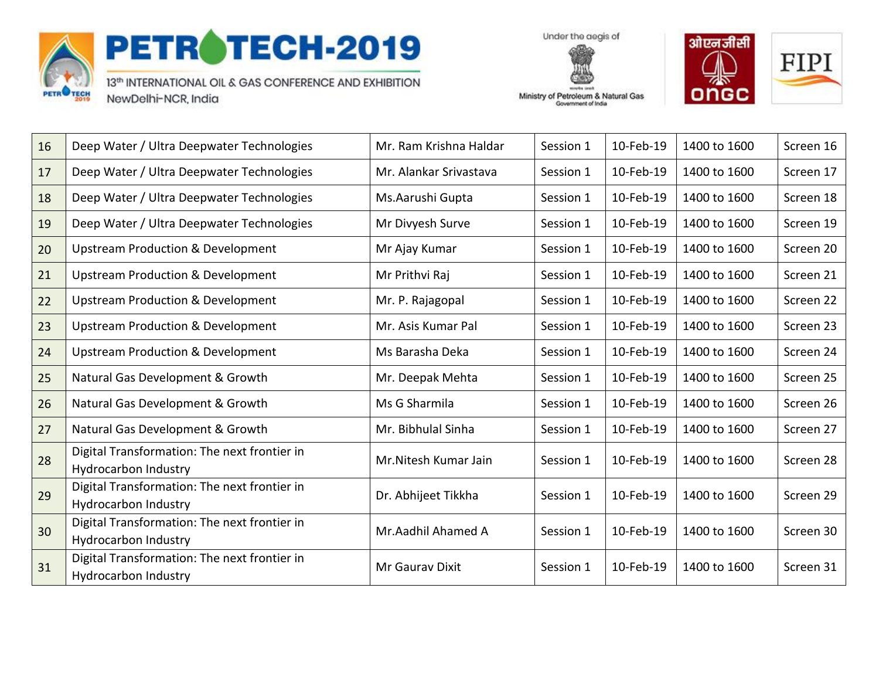| | | | | | | |
|---|---|---|---|---|---|---|
| 16 | Deep Water / Ultra Deepwater Technologies | Mr. Ram Krishna Haldar | Session 1 | 10-Feb-19 | 1400 to 1600 | Screen 16 |
| 17 | Deep Water / Ultra Deepwater Technologies | Mr. Alankar Srivastava | Session 1 | 10-Feb-19 | 1400 to 1600 | Screen 17 |
| 18 | Deep Water / Ultra Deepwater Technologies | Ms.Aarushi Gupta | Session 1 | 10-Feb-19 | 1400 to 1600 | Screen 18 |
| 19 | Deep Water / Ultra Deepwater Technologies | Mr Divyesh Surve | Session 1 | 10-Feb-19 | 1400 to 1600 | Screen 19 |
| 20 | Upstream Production & Development | Mr Ajay Kumar | Session 1 | 10-Feb-19 | 1400 to 1600 | Screen 20 |
| 21 | Upstream Production & Development | Mr Prithvi Raj | Session 1 | 10-Feb-19 | 1400 to 1600 | Screen 21 |
| 22 | Upstream Production & Development | Mr. P. Rajagopal | Session 1 | 10-Feb-19 | 1400 to 1600 | Screen 22 |
| 23 | Upstream Production & Development | Mr. Asis Kumar Pal | Session 1 | 10-Feb-19 | 1400 to 1600 | Screen 23 |
| 24 | Upstream Production & Development | Ms Barasha Deka | Session 1 | 10-Feb-19 | 1400 to 1600 | Screen 24 |
| 25 | Natural Gas Development & Growth | Mr. Deepak Mehta | Session 1 | 10-Feb-19 | 1400 to 1600 | Screen 25 |
| 26 | Natural Gas Development & Growth | Ms G Sharmila | Session 1 | 10-Feb-19 | 1400 to 1600 | Screen 26 |
| 27 | Natural Gas Development & Growth | Mr. Bibhulal Sinha | Session 1 | 10-Feb-19 | 1400 to 1600 | Screen 27 |
| 28 | Digital Transformation: The next frontier in Hydrocarbon Industry | Mr.Nitesh Kumar Jain | Session 1 | 10-Feb-19 | 1400 to 1600 | Screen 28 |
| 29 | Digital Transformation: The next frontier in Hydrocarbon Industry | Dr. Abhijeet Tikkha | Session 1 | 10-Feb-19 | 1400 to 1600 | Screen 29 |
| 30 | Digital Transformation: The next frontier in Hydrocarbon Industry | Mr.Aadhil Ahamed A | Session 1 | 10-Feb-19 | 1400 to 1600 | Screen 30 |
| 31 | Digital Transformation: The next frontier in Hydrocarbon Industry | Mr Gaurav Dixit | Session 1 | 10-Feb-19 | 1400 to 1600 | Screen 31 |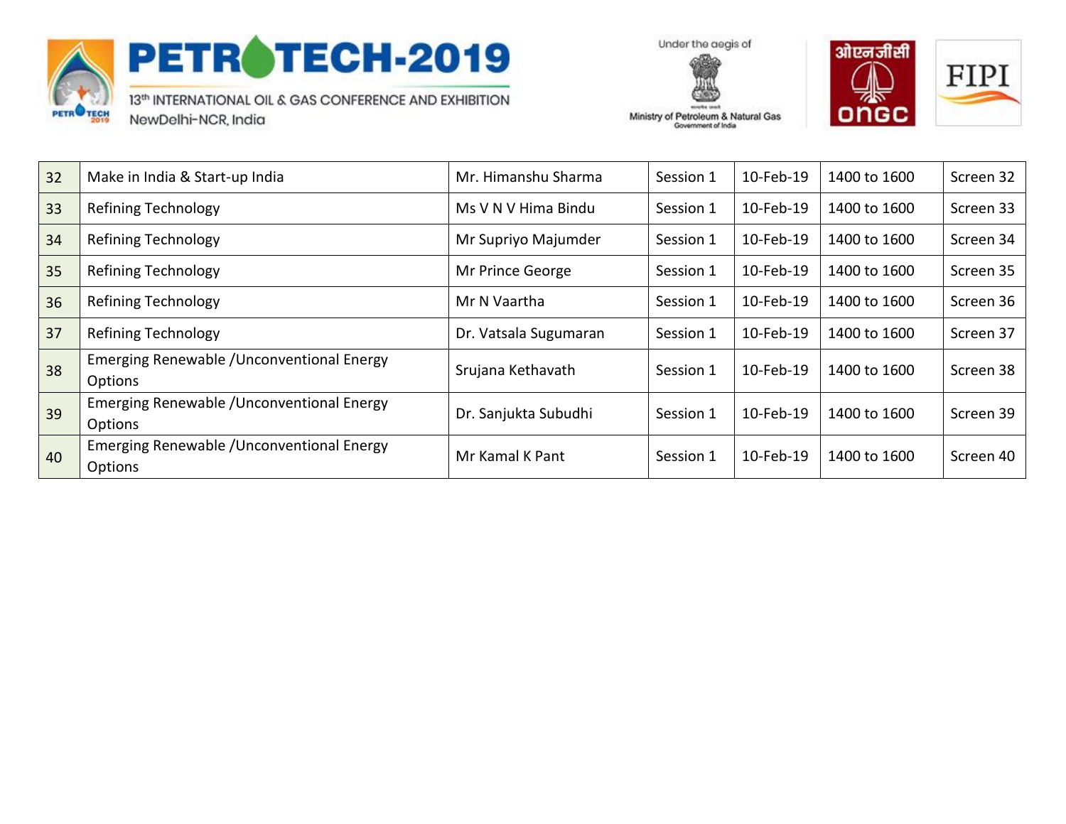| | | | | | | |
|---|---|---|---|---|---|---|
| 32 | Make in India & Start-up India | Mr. Himanshu Sharma | Session 1 | 10-Feb-19 | 1400 to 1600 | Screen 32 |
| 33 | Refining Technology | Ms V N V Hima Bindu | Session 1 | 10-Feb-19 | 1400 to 1600 | Screen 33 |
| 34 | Refining Technology | Mr Supriyo Majumder | Session 1 | 10-Feb-19 | 1400 to 1600 | Screen 34 |
| 35 | Refining Technology | Mr Prince George | Session 1 | 10-Feb-19 | 1400 to 1600 | Screen 35 |
| 36 | Refining Technology | Mr N Vaartha | Session 1 | 10-Feb-19 | 1400 to 1600 | Screen 36 |
| 37 | Refining Technology | Dr. Vatsala Sugumaran | Session 1 | 10-Feb-19 | 1400 to 1600 | Screen 37 |
| 38 | Emerging Renewable /Unconventional Energy Options | Srujana Kethavath | Session 1 | 10-Feb-19 | 1400 to 1600 | Screen 38 |
| 39 | Emerging Renewable /Unconventional Energy Options | Dr. Sanjukta Subudhi | Session 1 | 10-Feb-19 | 1400 to 1600 | Screen 39 |
| 40 | Emerging Renewable /Unconventional Energy Options | Mr Kamal K Pant | Session 1 | 10-Feb-19 | 1400 to 1600 | Screen 40 |